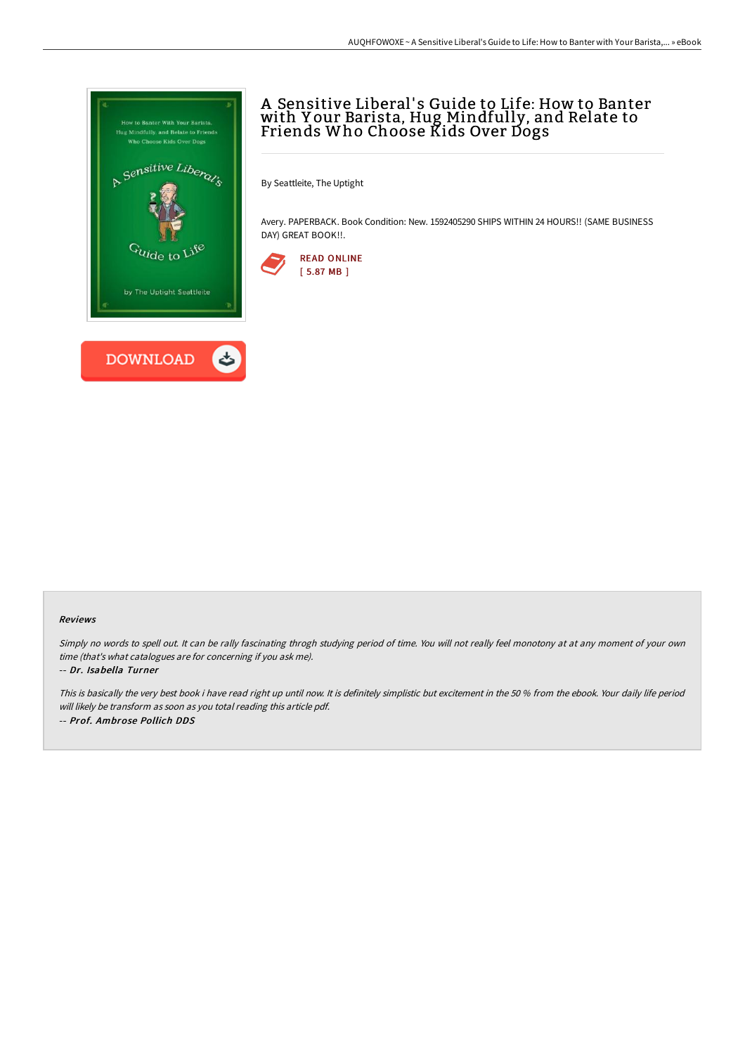# A Sensitive Liberal's Guide to Life: How to Banter with Your Barista, Hug Mindfully, and Relate to Friends Who Choose Kids Over Dogs

By Seattleite, The Uptight

Avery. PAPERBACK. Book Condition: New. 1592405290 SHIPS WITHIN 24 HOURS!! (SAME BUSINESS DAY) GREAT BOOK!!.

READ ONLINE
[ 5.87 MB ]

DOWNLOAD

### Reviews

*Simply no words to spell out. It can be rally fascinating throgh studying period of time. You will not really feel monotony at at any moment of your own time (that's what catalogues are for concerning if you ask me).*

*-- Dr. Isabella Turner*

*This is basically the very best book i have read right up until now. It is definitely simplistic but excitement in the 50 % from the ebook. Your daily life period will likely be transform as soon as you total reading this article pdf.*

*-- Prof. Ambrose Pollich DDS*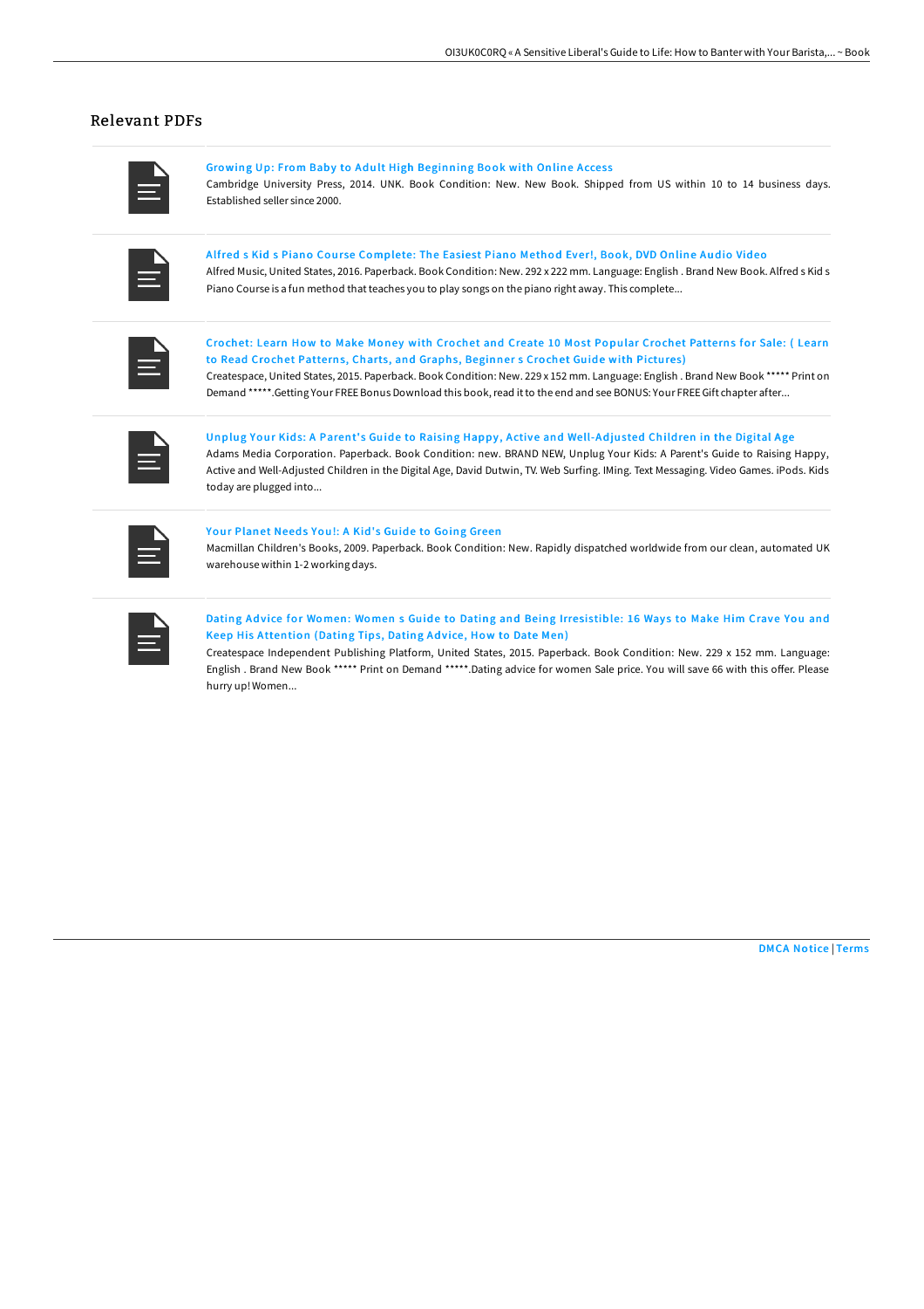## Relevant PDFs

**Growing Up: From Baby to Adult High Beginning Book with Online Access**

Cambridge University Press, 2014. UNK. Book Condition: New. New Book. Shipped from US within 10 to 14 business days. Established seller since 2000.

**Alfred s Kid s Piano Course Complete: The Easiest Piano Method Ever!, Book, DVD Online Audio Video**

Alfred Music, United States, 2016. Paperback. Book Condition: New. 292 x 222 mm. Language: English . Brand New Book. Alfred s Kid s Piano Course is a fun method that teaches you to play songs on the piano right away. This complete...

**Crochet: Learn How to Make Money with Crochet and Create 10 Most Popular Crochet Patterns for Sale: ( Learn to Read Crochet Patterns, Charts, and Graphs, Beginner s Crochet Guide with Pictures)**

Createspace, United States, 2015. Paperback. Book Condition: New. 229 x 152 mm. Language: English . Brand New Book ***** Print on Demand *****.Getting Your FREE Bonus Download this book, read it to the end and see BONUS: Your FREE Gift chapter after...

**Unplug Your Kids: A Parent's Guide to Raising Happy, Active and Well-Adjusted Children in the Digital Age**

Adams Media Corporation. Paperback. Book Condition: new. BRAND NEW, Unplug Your Kids: A Parent's Guide to Raising Happy, Active and Well-Adjusted Children in the Digital Age, David Dutwin, TV. Web Surfing. IMing. Text Messaging. Video Games. iPods. Kids today are plugged into...

**Your Planet Needs You!: A Kid's Guide to Going Green**

Macmillan Children's Books, 2009. Paperback. Book Condition: New. Rapidly dispatched worldwide from our clean, automated UK warehouse within 1-2 working days.

**Dating Advice for Women: Women s Guide to Dating and Being Irresistible: 16 Ways to Make Him Crave You and Keep His Attention (Dating Tips, Dating Advice, How to Date Men)**

Createspace Independent Publishing Platform, United States, 2015. Paperback. Book Condition: New. 229 x 152 mm. Language: English . Brand New Book ***** Print on Demand *****.Dating advice for women Sale price. You will save 66 with this offer. Please hurry up! Women...

DMCA Notice | Terms